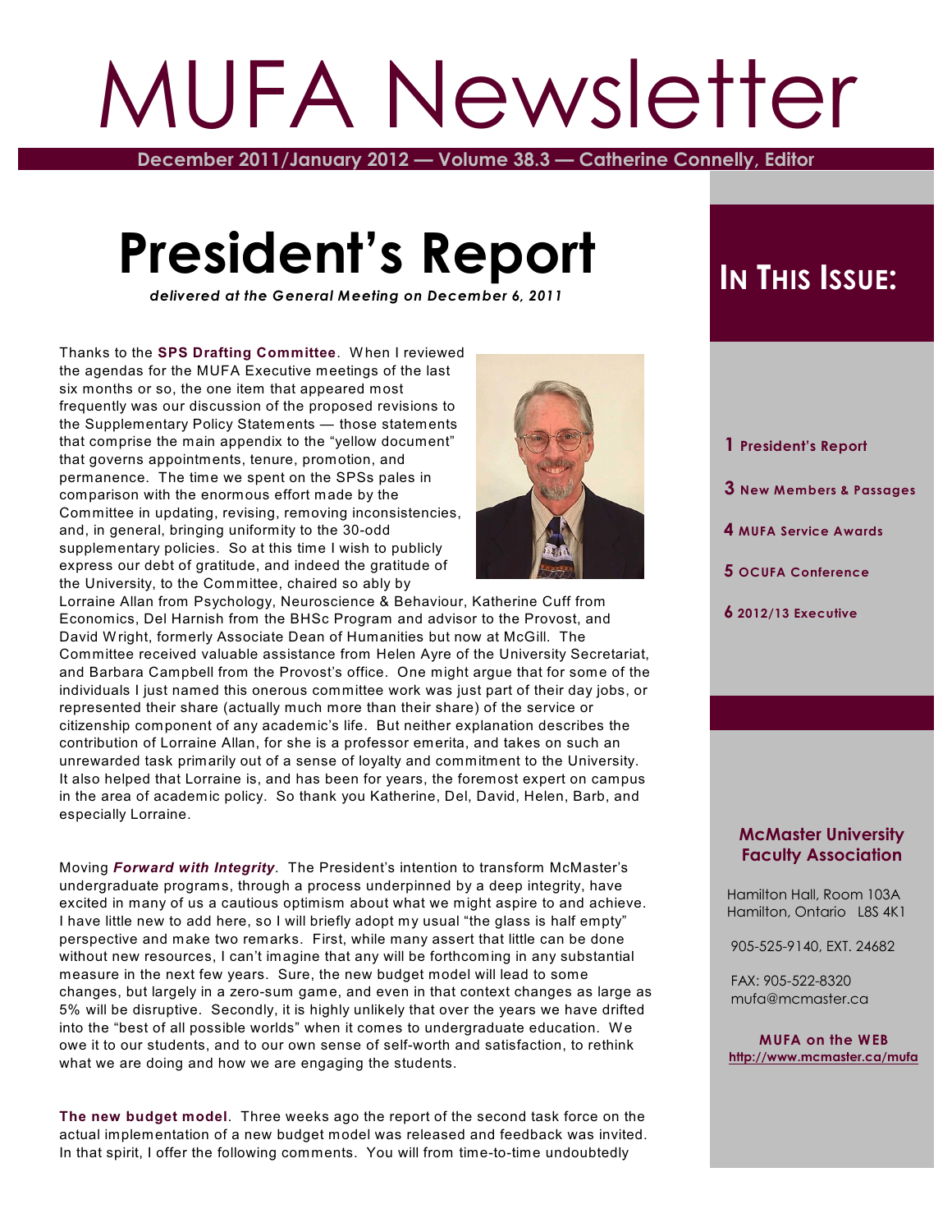# MUFA Newsletter

**December 2011/January 2012 — Volume 38.3 — Catherine Connelly, Editor**

# President's Report

***delivered at the General Meeting on December 6, 2011***

Thanks to the **SPS Drafting Committee**. When I reviewed the agendas for the MUFA Executive meetings of the last six months or so, the one item that appeared most frequently was our discussion of the proposed revisions to the Supplementary Policy Statements — those statements that comprise the main appendix to the "yellow document" that governs appointments, tenure, promotion, and permanence. The time we spent on the SPSs pales in comparison with the enormous effort made by the Committee in updating, revising, removing inconsistencies, and, in general, bringing uniformity to the 30-odd supplementary policies. So at this time I wish to publicly express our debt of gratitude, and indeed the gratitude of the University, to the Committee, chaired so ably by Lorraine Allan from Psychology, Neuroscience & Behaviour, Katherine Cuff from Economics, Del Harnish from the BHSc Program and advisor to the Provost, and David Wright, formerly Associate Dean of Humanities but now at McGill. The Committee received valuable assistance from Helen Ayre of the University Secretariat, and Barbara Campbell from the Provost's office. One might argue that for some of the individuals I just named this onerous committee work was just part of their day jobs, or represented their share (actually much more than their share) of the service or citizenship component of any academic's life. But neither explanation describes the contribution of Lorraine Allan, for she is a professor emerita, and takes on such an unrewarded task primarily out of a sense of loyalty and commitment to the University. It also helped that Lorraine is, and has been for years, the foremost expert on campus in the area of academic policy. So thank you Katherine, Del, David, Helen, Barb, and especially Lorraine.

Moving ***Forward with Integrity***. The President's intention to transform McMaster's undergraduate programs, through a process underpinned by a deep integrity, have excited in many of us a cautious optimism about what we might aspire to and achieve. I have little new to add here, so I will briefly adopt my usual "the glass is half empty" perspective and make two remarks. First, while many assert that little can be done without new resources, I can't imagine that any will be forthcoming in any substantial measure in the next few years. Sure, the new budget model will lead to some changes, but largely in a zero-sum game, and even in that context changes as large as 5% will be disruptive. Secondly, it is highly unlikely that over the years we have drifted into the "best of all possible worlds" when it comes to undergraduate education. We owe it to our students, and to our own sense of self-worth and satisfaction, to rethink what we are doing and how we are engaging the students.

**The new budget model**. Three weeks ago the report of the second task force on the actual implementation of a new budget model was released and feedback was invited. In that spirit, I offer the following comments. You will from time-to-time undoubtedly

## In This Issue:

- **1** President's Report
- **3** New Members & Passages
- **4** MUFA Service Awards
- **5** OCUFA Conference
- **6** 2012/13 Executive

**McMaster University Faculty Association**

Hamilton Hall, Room 103A
Hamilton, Ontario L8S 4K1

905-525-9140, EXT. 24682

FAX: 905-522-8320
mufa@mcmaster.ca

**MUFA on the WEB**
http://www.mcmaster.ca/mufa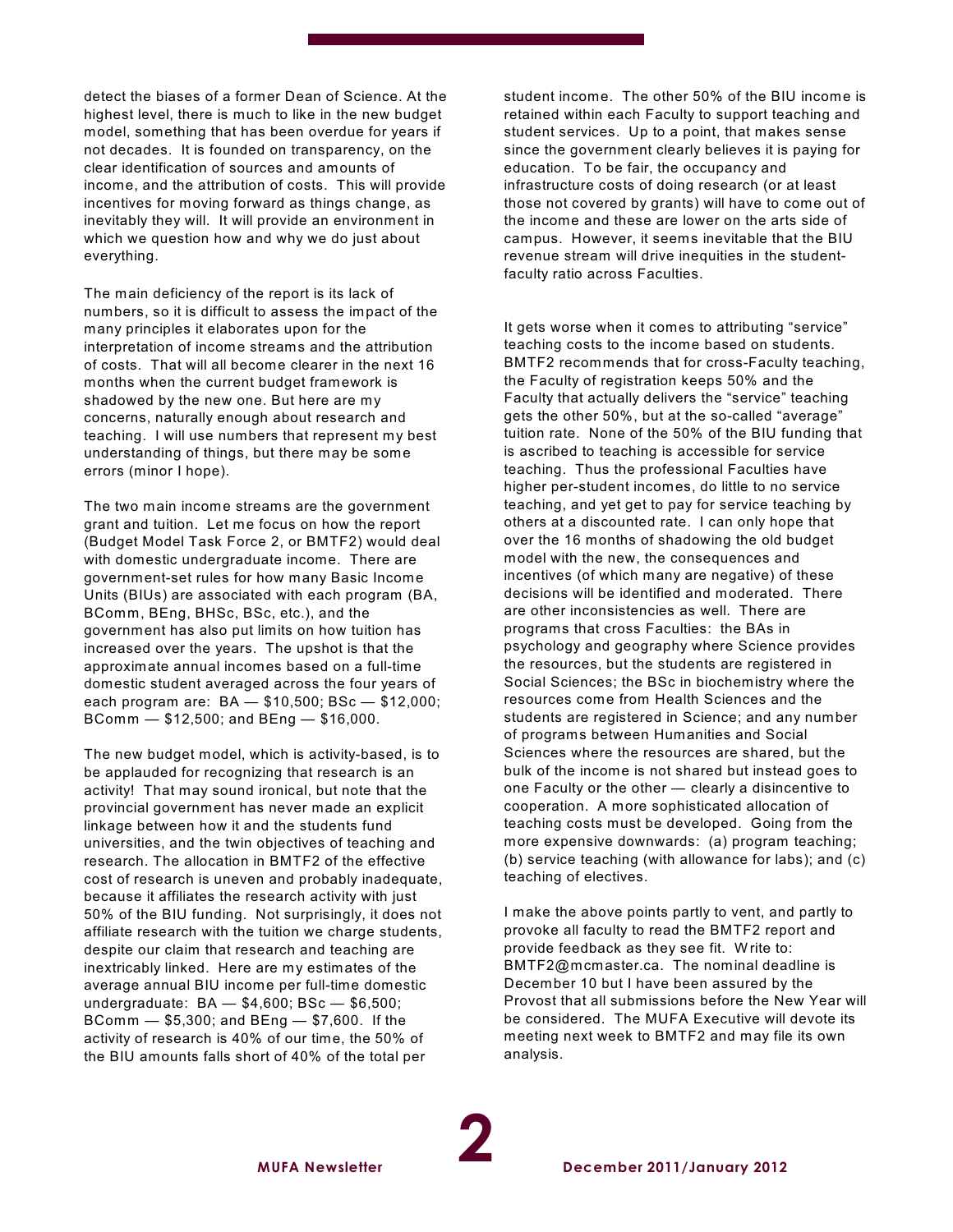detect the biases of a former Dean of Science. At the highest level, there is much to like in the new budget model, something that has been overdue for years if not decades. It is founded on transparency, on the clear identification of sources and amounts of income, and the attribution of costs. This will provide incentives for moving forward as things change, as inevitably they will. It will provide an environment in which we question how and why we do just about everything.

The main deficiency of the report is its lack of numbers, so it is difficult to assess the impact of the many principles it elaborates upon for the interpretation of income streams and the attribution of costs. That will all become clearer in the next 16 months when the current budget framework is shadowed by the new one. But here are my concerns, naturally enough about research and teaching. I will use numbers that represent my best understanding of things, but there may be some errors (minor I hope).

The two main income streams are the government grant and tuition. Let me focus on how the report (Budget Model Task Force 2, or BMTF2) would deal with domestic undergraduate income. There are government-set rules for how many Basic Income Units (BIUs) are associated with each program (BA, BComm, BEng, BHSc, BSc, etc.), and the government has also put limits on how tuition has increased over the years. The upshot is that the approximate annual incomes based on a full-time domestic student averaged across the four years of each program are: BA — $10,500; BSc — $12,000; BComm — $12,500; and BEng — $16,000.

The new budget model, which is activity-based, is to be applauded for recognizing that research is an activity! That may sound ironical, but note that the provincial government has never made an explicit linkage between how it and the students fund universities, and the twin objectives of teaching and research. The allocation in BMTF2 of the effective cost of research is uneven and probably inadequate, because it affiliates the research activity with just 50% of the BIU funding. Not surprisingly, it does not affiliate research with the tuition we charge students, despite our claim that research and teaching are inextricably linked. Here are my estimates of the average annual BIU income per full-time domestic undergraduate: BA — $4,600; BSc — $6,500; BComm — $5,300; and BEng — $7,600. If the activity of research is 40% of our time, the 50% of the BIU amounts falls short of 40% of the total per student income. The other 50% of the BIU income is retained within each Faculty to support teaching and student services. Up to a point, that makes sense since the government clearly believes it is paying for education. To be fair, the occupancy and infrastructure costs of doing research (or at least those not covered by grants) will have to come out of the income and these are lower on the arts side of campus. However, it seems inevitable that the BIU revenue stream will drive inequities in the student-faculty ratio across Faculties.

It gets worse when it comes to attributing "service" teaching costs to the income based on students. BMTF2 recommends that for cross-Faculty teaching, the Faculty of registration keeps 50% and the Faculty that actually delivers the "service" teaching gets the other 50%, but at the so-called "average" tuition rate. None of the 50% of the BIU funding that is ascribed to teaching is accessible for service teaching. Thus the professional Faculties have higher per-student incomes, do little to no service teaching, and yet get to pay for service teaching by others at a discounted rate. I can only hope that over the 16 months of shadowing the old budget model with the new, the consequences and incentives (of which many are negative) of these decisions will be identified and moderated. There are other inconsistencies as well. There are programs that cross Faculties: the BAs in psychology and geography where Science provides the resources, but the students are registered in Social Sciences; the BSc in biochemistry where the resources come from Health Sciences and the students are registered in Science; and any number of programs between Humanities and Social Sciences where the resources are shared, but the bulk of the income is not shared but instead goes to one Faculty or the other — clearly a disincentive to cooperation. A more sophisticated allocation of teaching costs must be developed. Going from the more expensive downwards: (a) program teaching; (b) service teaching (with allowance for labs); and (c) teaching of electives.

I make the above points partly to vent, and partly to provoke all faculty to read the BMTF2 report and provide feedback as they see fit. Write to: BMTF2@mcmaster.ca. The nominal deadline is December 10 but I have been assured by the Provost that all submissions before the New Year will be considered. The MUFA Executive will devote its meeting next week to BMTF2 and may file its own analysis.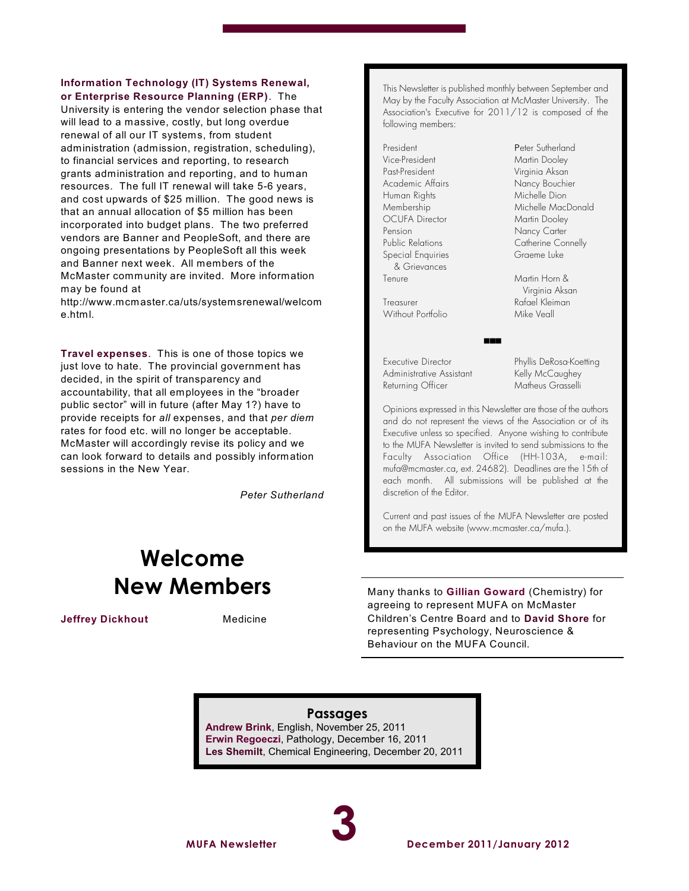**Information Technology (IT) Systems Renewal, or Enterprise Resource Planning (ERP)**. The University is entering the vendor selection phase that will lead to a massive, costly, but long overdue renewal of all our IT systems, from student administration (admission, registration, scheduling), to financial services and reporting, to research grants administration and reporting, and to human resources. The full IT renewal will take 5-6 years, and cost upwards of $25 million. The good news is that an annual allocation of $5 million has been incorporated into budget plans. The two preferred vendors are Banner and PeopleSoft, and there are ongoing presentations by PeopleSoft all this week and Banner next week. All members of the McMaster community are invited. More information may be found at http://www.mcmaster.ca/uts/systemsrenewal/welcome.html.

**Travel expenses**. This is one of those topics we just love to hate. The provincial government has decided, in the spirit of transparency and accountability, that all employees in the "broader public sector" will in future (after May 1?) have to provide receipts for *all* expenses, and that *per diem* rates for food etc. will no longer be acceptable. McMaster will accordingly revise its policy and we can look forward to details and possibly information sessions in the New Year.

*Peter Sutherland*

# Welcome New Members

| | |
|---|---|
| **Jeffrey Dickhout** | Medicine |

This Newsletter is published monthly between September and May by the Faculty Association at McMaster University. The Association's Executive for 2011/12 is composed of the following members:

| | |
|---|---|
| President | Peter Sutherland |
| Vice-President | Martin Dooley |
| Past-President | Virginia Aksan |
| Academic Affairs | Nancy Bouchier |
| Human Rights | Michelle Dion |
| Membership | Michelle MacDonald |
| OCUFA Director | Martin Dooley |
| Pension | Nancy Carter |
| Public Relations | Catherine Connelly |
| Special Enquiries & Grievances | Graeme Luke |
| Tenure | Martin Horn & Virginia Aksan |
| Treasurer | Rafael Kleiman |
| Without Portfolio | Mike Veall |

■■■

| | |
|---|---|
| Executive Director | Phyllis DeRosa-Koetting |
| Administrative Assistant | Kelly McCaughey |
| Returning Officer | Matheus Grasselli |

Opinions expressed in this Newsletter are those of the authors and do not represent the views of the Association or of its Executive unless so specified. Anyone wishing to contribute to the MUFA Newsletter is invited to send submissions to the Faculty Association Office (HH-103A, e-mail: mufa@mcmaster.ca, ext. 24682). Deadlines are the 15th of each month. All submissions will be published at the discretion of the Editor.

Current and past issues of the MUFA Newsletter are posted on the MUFA website (www.mcmaster.ca/mufa.).

---

Many thanks to **Gillian Goward** (Chemistry) for agreeing to represent MUFA on McMaster Children's Centre Board and to **David Shore** for representing Psychology, Neuroscience & Behaviour on the MUFA Council.

---

## Passages

**Andrew Brink**, English, November 25, 2011
**Erwin Regoeczi**, Pathology, December 16, 2011
**Les Shemilt**, Chemical Engineering, December 20, 2011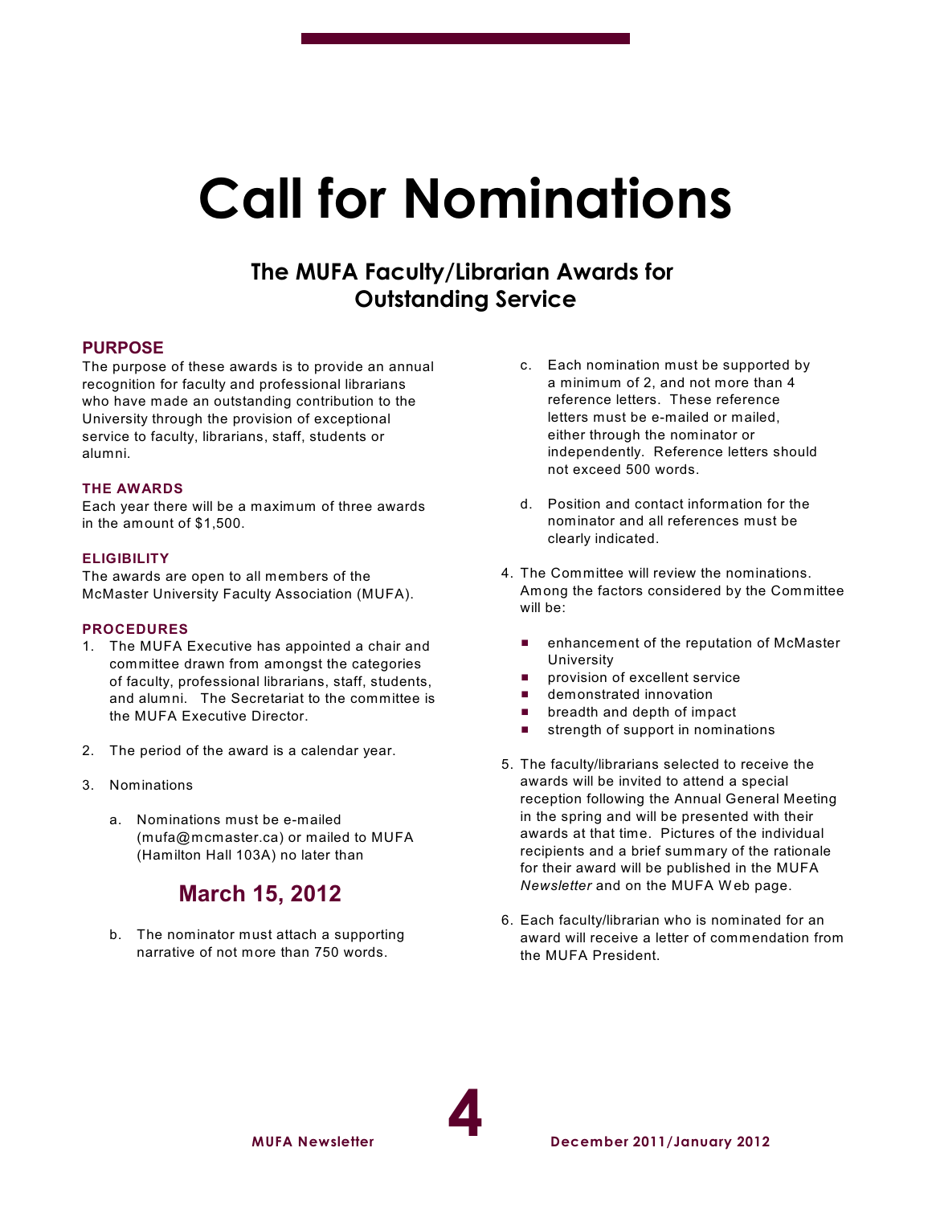# Call for Nominations

## The MUFA Faculty/Librarian Awards for Outstanding Service

### PURPOSE

The purpose of these awards is to provide an annual recognition for faculty and professional librarians who have made an outstanding contribution to the University through the provision of exceptional service to faculty, librarians, staff, students or alumni.

### THE AWARDS

Each year there will be a maximum of three awards in the amount of $1,500.

### ELIGIBILITY

The awards are open to all members of the McMaster University Faculty Association (MUFA).

### PROCEDURES

1. The MUFA Executive has appointed a chair and committee drawn from amongst the categories of faculty, professional librarians, staff, students, and alumni. The Secretariat to the committee is the MUFA Executive Director.

2. The period of the award is a calendar year.

3. Nominations

   a. Nominations must be e-mailed (mufa@mcmaster.ca) or mailed to MUFA (Hamilton Hall 103A) no later than

   **March 15, 2012**

   b. The nominator must attach a supporting narrative of not more than 750 words.

   c. Each nomination must be supported by a minimum of 2, and not more than 4 reference letters. These reference letters must be e-mailed or mailed, either through the nominator or independently. Reference letters should not exceed 500 words.

   d. Position and contact information for the nominator and all references must be clearly indicated.

4. The Committee will review the nominations. Among the factors considered by the Committee will be:

   - enhancement of the reputation of McMaster University
   - provision of excellent service
   - demonstrated innovation
   - breadth and depth of impact
   - strength of support in nominations

5. The faculty/librarians selected to receive the awards will be invited to attend a special reception following the Annual General Meeting in the spring and will be presented with their awards at that time. Pictures of the individual recipients and a brief summary of the rationale for their award will be published in the MUFA *Newsletter* and on the MUFA Web page.

6. Each faculty/librarian who is nominated for an award will receive a letter of commendation from the MUFA President.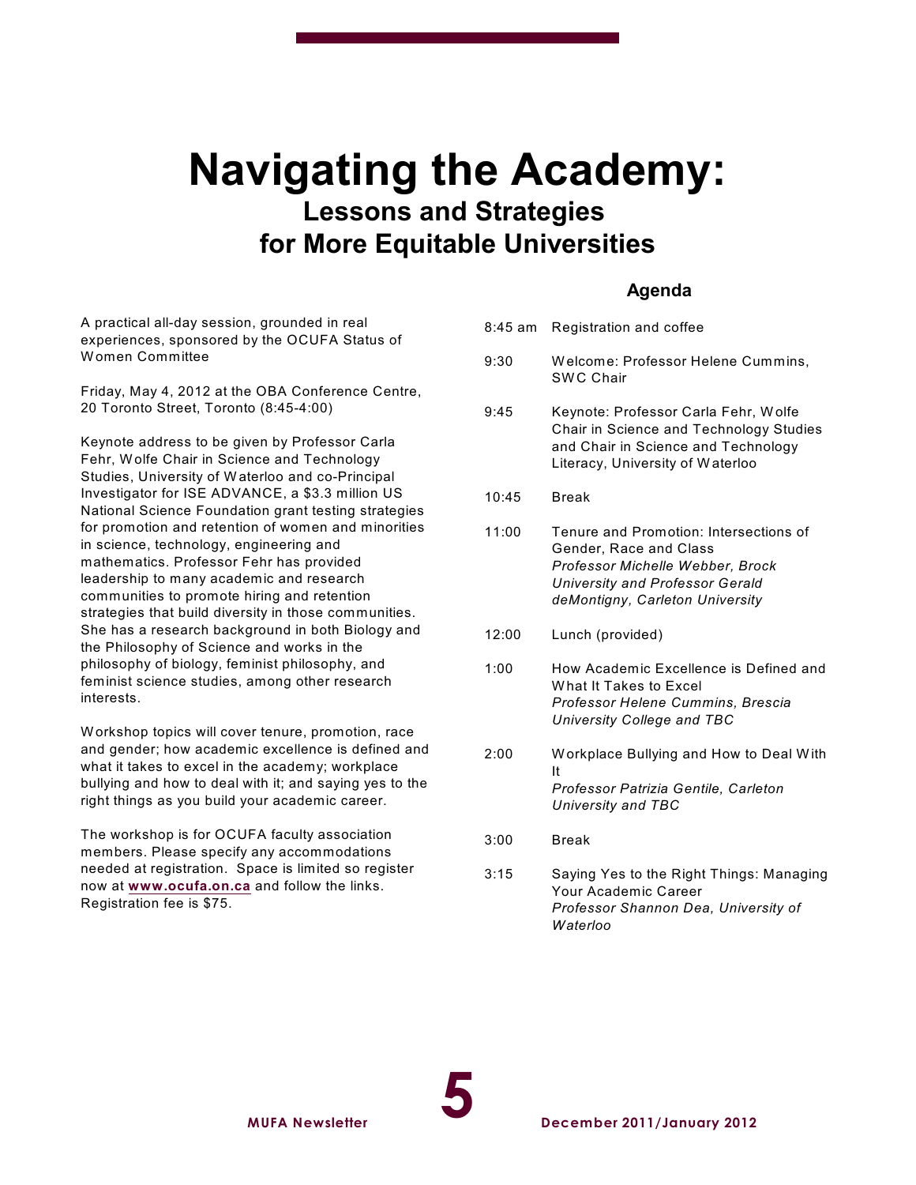# Navigating the Academy:

## Lessons and Strategies for More Equitable Universities

A practical all-day session, grounded in real experiences, sponsored by the OCUFA Status of Women Committee

Friday, May 4, 2012 at the OBA Conference Centre, 20 Toronto Street, Toronto (8:45-4:00)

Keynote address to be given by Professor Carla Fehr, Wolfe Chair in Science and Technology Studies, University of Waterloo and co-Principal Investigator for ISE ADVANCE, a $3.3 million US National Science Foundation grant testing strategies for promotion and retention of women and minorities in science, technology, engineering and mathematics. Professor Fehr has provided leadership to many academic and research communities to promote hiring and retention strategies that build diversity in those communities. She has a research background in both Biology and the Philosophy of Science and works in the philosophy of biology, feminist philosophy, and feminist science studies, among other research interests.

Workshop topics will cover tenure, promotion, race and gender; how academic excellence is defined and what it takes to excel in the academy; workplace bullying and how to deal with it; and saying yes to the right things as you build your academic career.

The workshop is for OCUFA faculty association members. Please specify any accommodations needed at registration. Space is limited so register now at **www.ocufa.on.ca** and follow the links. Registration fee is $75.

### Agenda

| | |
|---|---|
| 8:45 am | Registration and coffee |
| 9:30 | Welcome: Professor Helene Cummins, SWC Chair |
| 9:45 | Keynote: Professor Carla Fehr, Wolfe Chair in Science and Technology Studies and Chair in Science and Technology Literacy, University of Waterloo |
| 10:45 | Break |
| 11:00 | Tenure and Promotion: Intersections of Gender, Race and Class *Professor Michelle Webber, Brock University and Professor Gerald deMontigny, Carleton University* |
| 12:00 | Lunch (provided) |
| 1:00 | How Academic Excellence is Defined and What It Takes to Excel *Professor Helene Cummins, Brescia University College and TBC* |
| 2:00 | Workplace Bullying and How to Deal With It *Professor Patrizia Gentile, Carleton University and TBC* |
| 3:00 | Break |
| 3:15 | Saying Yes to the Right Things: Managing Your Academic Career *Professor Shannon Dea, University of Waterloo* |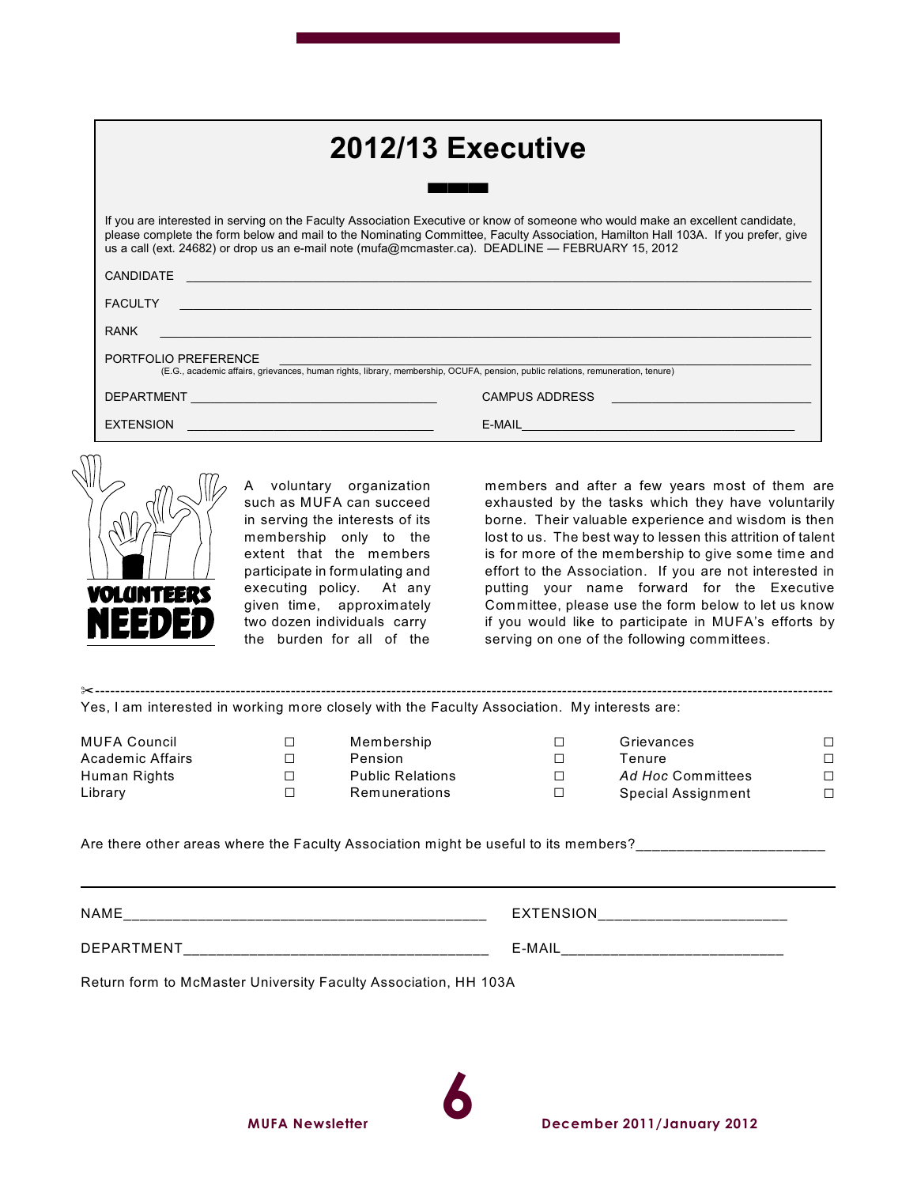# 2012/13 Executive

If you are interested in serving on the Faculty Association Executive or know of someone who would make an excellent candidate, please complete the form below and mail to the Nominating Committee, Faculty Association, Hamilton Hall 103A. If you prefer, give us a call (ext. 24682) or drop us an e-mail note (mufa@mcmaster.ca). DEADLINE — FEBRUARY 15, 2012

CANDIDATE ______________________________

FACULTY ______________________________

RANK ______________________________

PORTFOLIO PREFERENCE ______________________________
(E.G., academic affairs, grievances, human rights, library, membership, OCUFA, pension, public relations, remuneration, tenure)

DEPARTMENT ______________________________ CAMPUS ADDRESS ______________________________

EXTENSION ______________________________ E-MAIL______________________________

VOLUNTEERS NEEDED

A voluntary organization such as MUFA can succeed in serving the interests of its membership only to the extent that the members participate in formulating and executing policy. At any given time, approximately two dozen individuals carry the burden for all of the members and after a few years most of them are exhausted by the tasks which they have voluntarily borne. Their valuable experience and wisdom is then lost to us. The best way to lessen this attrition of talent is for more of the membership to give some time and effort to the Association. If you are not interested in putting your name forward for the Executive Committee, please use the form below to let us know if you would like to participate in MUFA's efforts by serving on one of the following committees.

✂-----------------------------------------------------------------------------------------------------------

Yes, I am interested in working more closely with the Faculty Association. My interests are:

| | | | | | |
|---|---|---|---|---|---|
| MUFA Council | ☐ | Membership | ☐ | Grievances | ☐ |
| Academic Affairs | ☐ | Pension | ☐ | Tenure | ☐ |
| Human Rights | ☐ | Public Relations | ☐ | *Ad Hoc* Committees | ☐ |
| Library | ☐ | Remunerations | ☐ | Special Assignment | ☐ |

Are there other areas where the Faculty Association might be useful to its members?______________________

---

NAME______________________________ EXTENSION______________________________

DEPARTMENT______________________________ E-MAIL______________________________

Return form to McMaster University Faculty Association, HH 103A